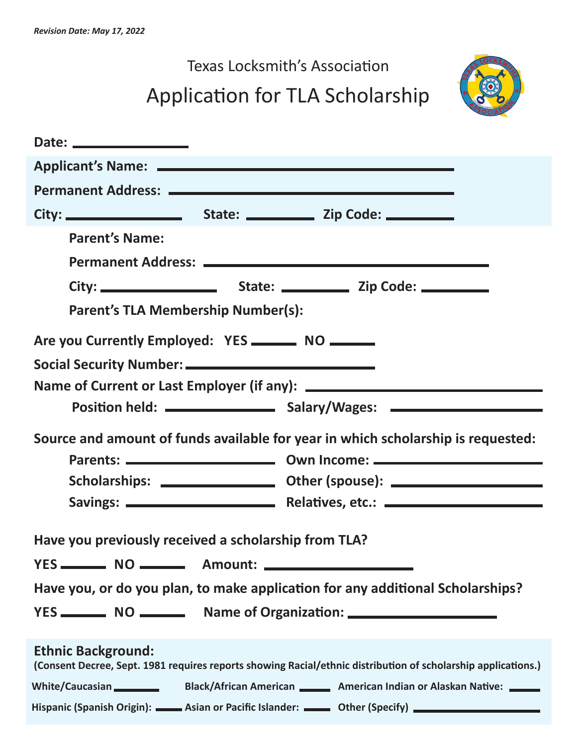*Revision Date: May 17, 2022*

Texas Locksmith's Association

# Application for TLA Scholarship

**Date:** ____________________

**Applicant's Name:** ____________________________________________

**Permanent Address:** ____________________________________________

**City:** ____________________ **State:** ____________ **Zip Code:** ____________

**Parent's Name:**

**Permanent Address:** ____________________________________________

**City:** ____________________ **State:** ____________ **Zip Code:** ____________

**Parent's TLA Membership Number(s):**

**Are you Currently Employed: YES** ________ **NO** ________

**Social Security Number:** ______________________________

**Name of Current or Last Employer (if any):** ______________________________

**Position held:** ____________________ **Salary/Wages:** ____________________

**Source and amount of funds available for year in which scholarship is requested:**

**Parents:** ____________________ **Own Income:** ____________________

**Scholarships:** ____________________ **Other (spouse):** ____________________

**Savings:** ____________________ **Relatives, etc.:** ____________________

**Have you previously received a scholarship from TLA?**

**YES** ________ **NO** ________ **Amount:** ____________________

**Have you, or do you plan, to make application for any additional Scholarships?**

**YES** ________ **NO** ________ **Name of Organization:** ____________________

**Ethnic Background:**
**(Consent Decree, Sept. 1981 requires reports showing Racial/ethnic distribution of scholarship applications.)**

**White/Caucasian** ________ **Black/African American** ________ **American Indian or Alaskan Native:** ________

**Hispanic (Spanish Origin):** ________ **Asian or Pacific Islander:** ________ **Other (Specify)** ____________________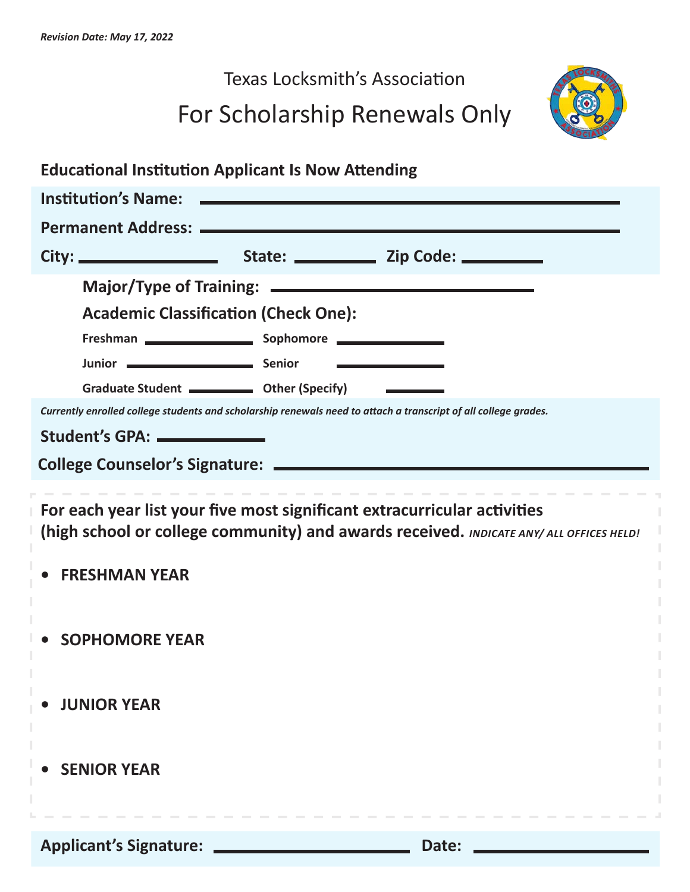*Revision Date: May 17, 2022*

Texas Locksmith's Association

# For Scholarship Renewals Only

## Educational Institution Applicant Is Now Attending

**Institution's Name:** ______________________________

**Permanent Address:** ______________________________

**City:** ______________ **State:** __________ **Zip Code:** __________

**Major/Type of Training:** ______________________________

**Academic Classification (Check One):**

Freshman ______________ Sophomore ______________

Junior ______________ Senior ______________

Graduate Student __________ Other (Specify) __________

*Currently enrolled college students and scholarship renewals need to attach a transcript of all college grades.*

**Student's GPA:** ______________

**College Counselor's Signature:** ______________________________

**For each year list your five most significant extracurricular activities (high school or college community) and awards received.** *INDICATE ANY/ ALL OFFICES HELD!*

- **FRESHMAN YEAR**
- **SOPHOMORE YEAR**
- **JUNIOR YEAR**
- **SENIOR YEAR**

**Applicant's Signature:** ______________________ **Date:** ______________